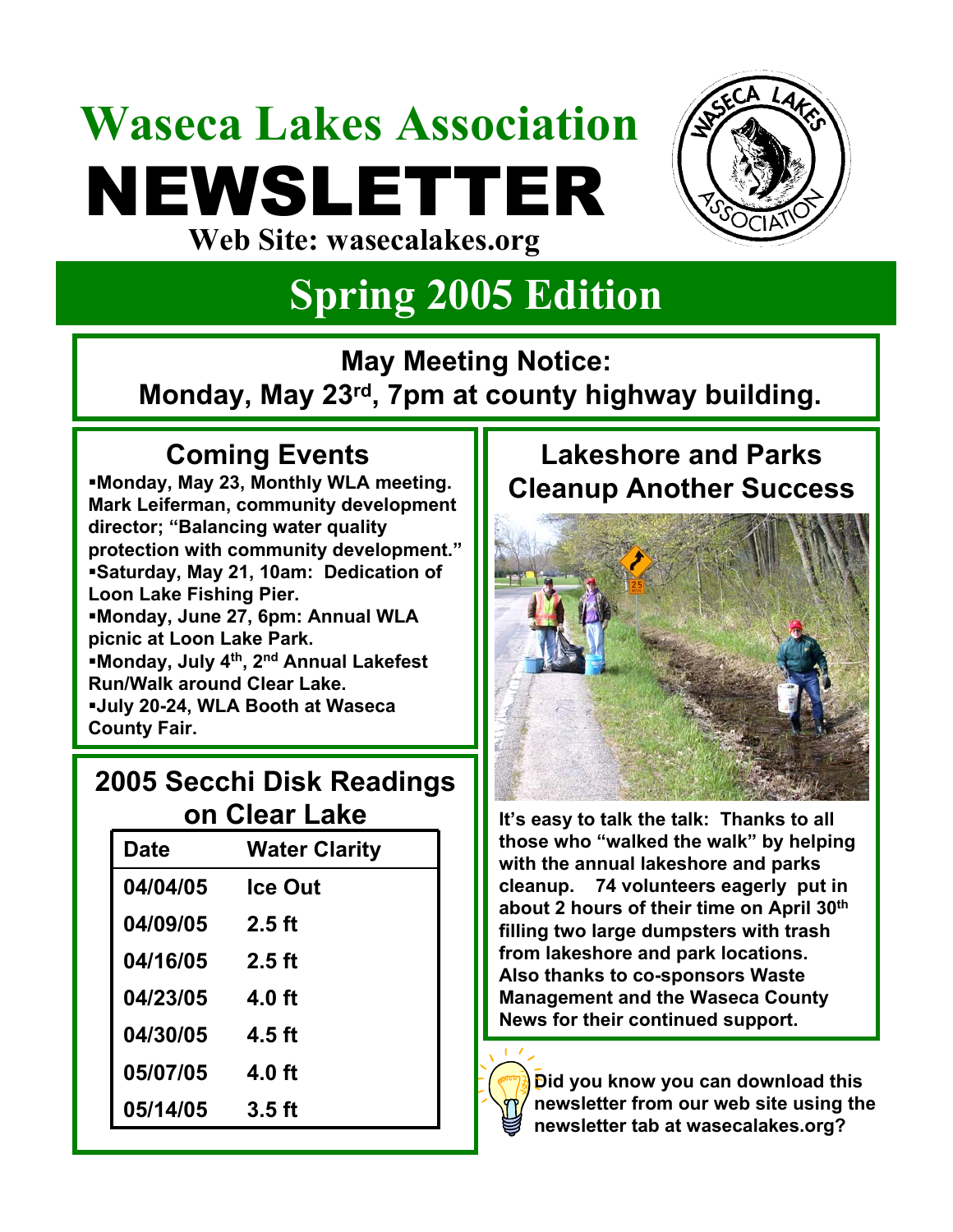# Waseca Lakes Association NEWSLETTER

**Web Site: wasecalakes.org**

## Spring 2005 Edition

**May Meeting Notice:**
**Monday, May 23rd, 7pm at county highway building.**

## Coming Events

- **Monday, May 23, Monthly WLA meeting. Mark Leiferman, community development director; "Balancing water quality protection with community development."**
- **Saturday, May 21, 10am: Dedication of Loon Lake Fishing Pier.**
- **Monday, June 27, 6pm: Annual WLA picnic at Loon Lake Park.**
- **Monday, July 4th, 2nd Annual Lakefest Run/Walk around Clear Lake.**
- **July 20-24, WLA Booth at Waseca County Fair.**

## 2005 Secchi Disk Readings on Clear Lake

| Date | Water Clarity |
|---|---|
| 04/04/05 | Ice Out |
| 04/09/05 | 2.5 ft |
| 04/16/05 | 2.5 ft |
| 04/23/05 | 4.0 ft |
| 04/30/05 | 4.5 ft |
| 05/07/05 | 4.0 ft |
| 05/14/05 | 3.5 ft |

## Lakeshore and Parks Cleanup Another Success

**It's easy to talk the talk: Thanks to all those who "walked the walk" by helping with the annual lakeshore and parks cleanup. 74 volunteers eagerly put in about 2 hours of their time on April 30th filling two large dumpsters with trash from lakeshore and park locations. Also thanks to co-sponsors Waste Management and the Waseca County News for their continued support.**

**Did you know you can download this newsletter from our web site using the newsletter tab at wasecalakes.org?**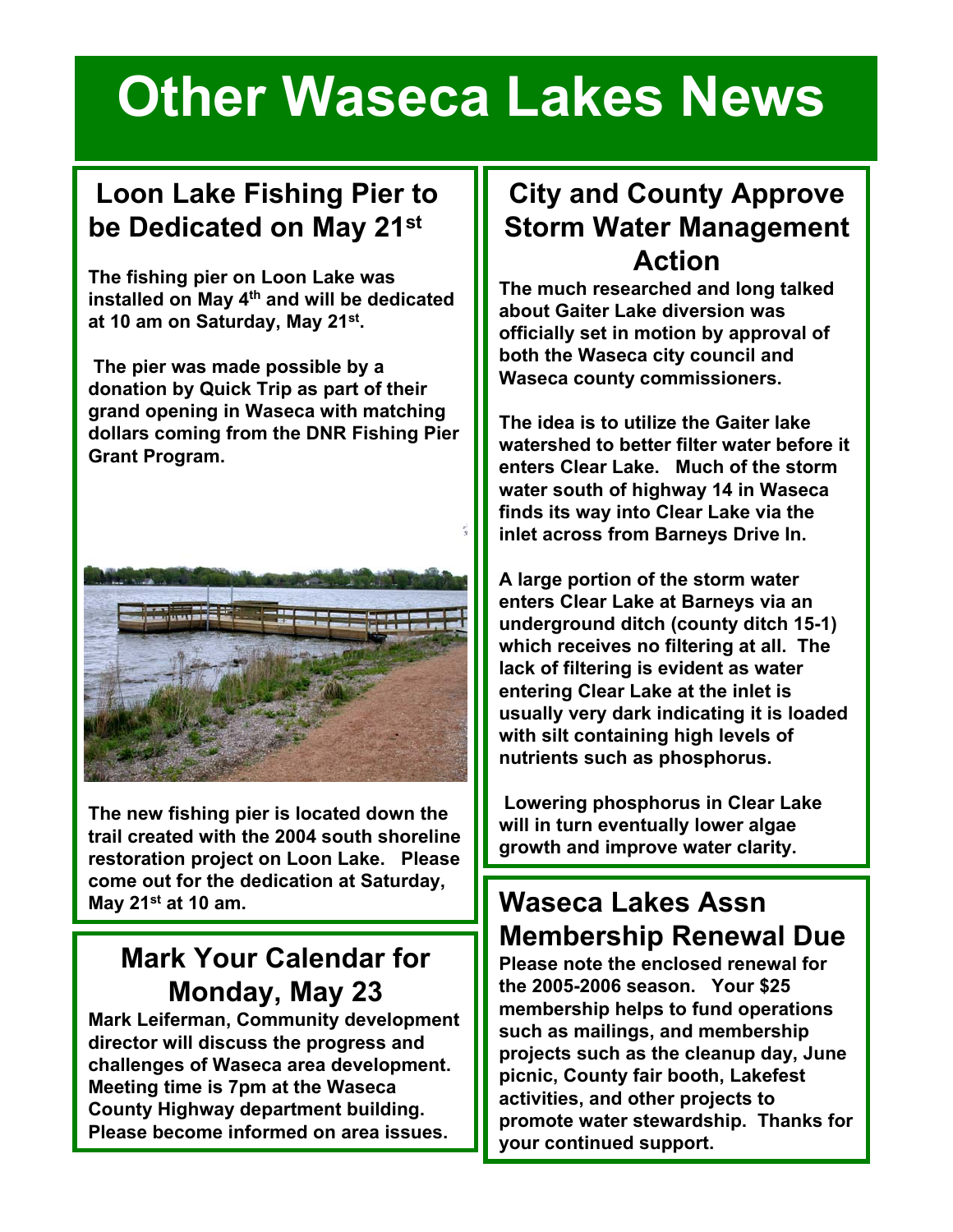# Other Waseca Lakes News

## Loon Lake Fishing Pier to be Dedicated on May 21st

**The fishing pier on Loon Lake was installed on May 4th and will be dedicated at 10 am on Saturday, May 21st.**

**The pier was made possible by a donation by Quick Trip as part of their grand opening in Waseca with matching dollars coming from the DNR Fishing Pier Grant Program.**

**The new fishing pier is located down the trail created with the 2004 south shoreline restoration project on Loon Lake. Please come out for the dedication at Saturday, May 21st at 10 am.**

## Mark Your Calendar for Monday, May 23

**Mark Leiferman, Community development director will discuss the progress and challenges of Waseca area development. Meeting time is 7pm at the Waseca County Highway department building. Please become informed on area issues.**

## City and County Approve Storm Water Management Action

**The much researched and long talked about Gaiter Lake diversion was officially set in motion by approval of both the Waseca city council and Waseca county commissioners.**

**The idea is to utilize the Gaiter lake watershed to better filter water before it enters Clear Lake. Much of the storm water south of highway 14 in Waseca finds its way into Clear Lake via the inlet across from Barneys Drive In.**

**A large portion of the storm water enters Clear Lake at Barneys via an underground ditch (county ditch 15-1) which receives no filtering at all. The lack of filtering is evident as water entering Clear Lake at the inlet is usually very dark indicating it is loaded with silt containing high levels of nutrients such as phosphorus.**

**Lowering phosphorus in Clear Lake will in turn eventually lower algae growth and improve water clarity.**

## Waseca Lakes Assn Membership Renewal Due

**Please note the enclosed renewal for the 2005-2006 season. Your $25 membership helps to fund operations such as mailings, and membership projects such as the cleanup day, June picnic, County fair booth, Lakefest activities, and other projects to promote water stewardship. Thanks for your continued support.**